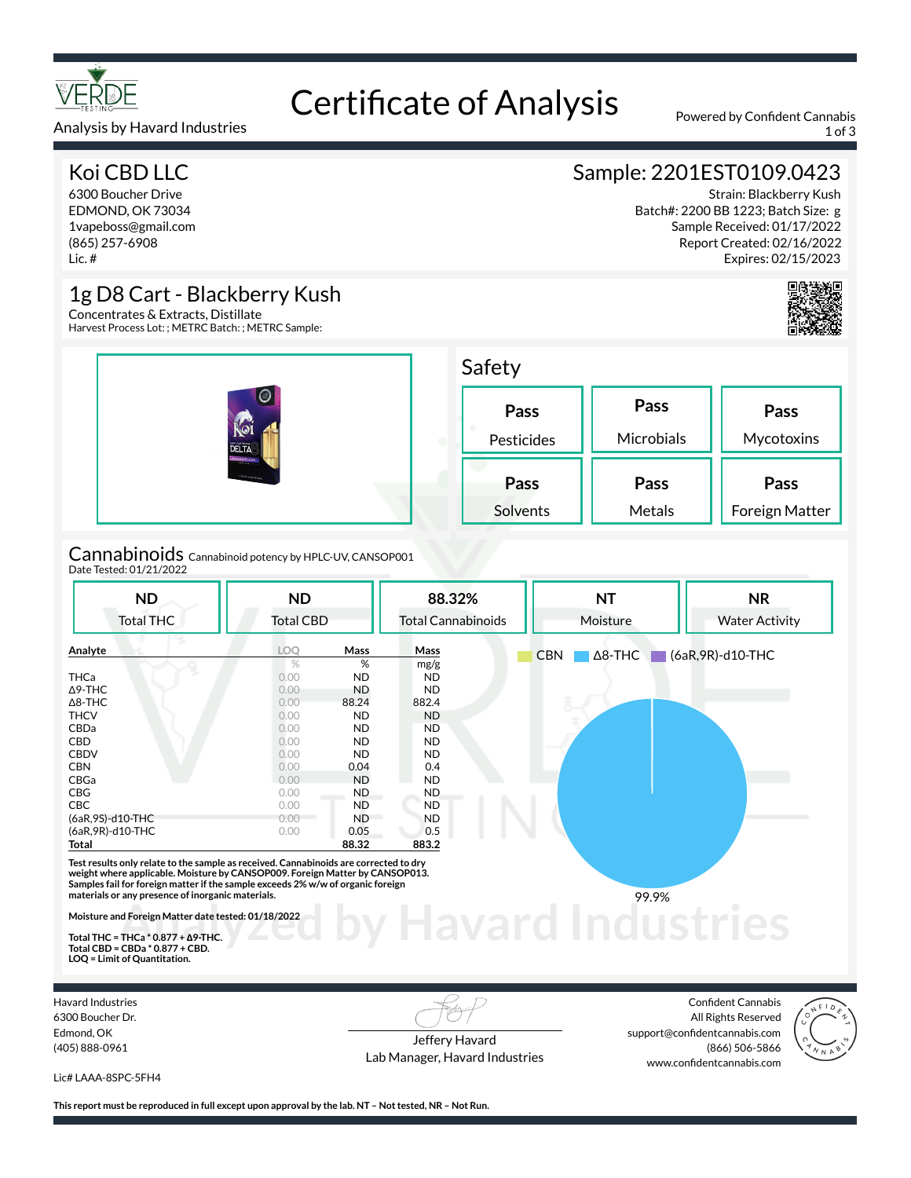# Certificate of Analysis

Analysis by Havard Industries

Powered by Confident Cannabis

## Koi CBD LLC

6300 Boucher Drive
EDMOND, OK 73034
1vapeboss@gmail.com
(865) 257-6908
Lic. #

## Sample: 2201EST0109.0423

Strain: Blackberry Kush
Batch#: 2200 BB 1223; Batch Size: g
Sample Received: 01/17/2022
Report Created: 02/16/2022
Expires: 02/15/2023

## 1g D8 Cart - Blackberry Kush

Concentrates & Extracts, Distillate
Harvest Process Lot: ; METRC Batch: ; METRC Sample:

## Safety

| Pass | Pass | Pass |
|---|---|---|
| Pesticides | Microbials | Mycotoxins |
| **Pass** | **Pass** | **Pass** |
| Solvents | Metals | Foreign Matter |

## Cannabinoids

Cannabinoid potency by HPLC-UV, CANSOP001
Date Tested: 01/21/2022

| ND | ND | 88.32% | NT | NR |
|---|---|---|---|---|
| Total THC | Total CBD | Total Cannabinoids | Moisture | Water Activity |

| Analyte | LOQ | Mass | Mass |
|---|---|---|---|
| | % | % | mg/g |
| THCa | 0.00 | ND | ND |
| Δ9-THC | 0.00 | ND | ND |
| Δ8-THC | 0.00 | 88.24 | 882.4 |
| THCV | 0.00 | ND | ND |
| CBDa | 0.00 | ND | ND |
| CBD | 0.00 | ND | ND |
| CBDV | 0.00 | ND | ND |
| CBN | 0.00 | 0.04 | 0.4 |
| CBGa | 0.00 | ND | ND |
| CBG | 0.00 | ND | ND |
| CBC | 0.00 | ND | ND |
| (6aR,9S)-d10-THC | 0.00 | ND | ND |
| (6aR,9R)-d10-THC | 0.00 | 0.05 | 0.5 |
| **Total** | | **88.32** | **883.2** |

CBN | Δ8-THC | (6aR,9R)-d10-THC

99.9%

**Test results only relate to the sample as received. Cannabinoids are corrected to dry weight where applicable. Moisture by CANSOP009. Foreign Matter by CANSOP013. Samples fail for foreign matter if the sample exceeds 2% w/w of organic foreign materials or any presence of inorganic materials.**

**Moisture and Foreign Matter date tested: 01/18/2022**

**Total THC = THCa * 0.877 + Δ9-THC.**
**Total CBD = CBDa * 0.877 + CBD.**
**LOQ = Limit of Quantitation.**

Havard Industries
6300 Boucher Dr.
Edmond, OK
(405) 888-0961

Lic# LAAA-8SPC-5FH4

Jeffery Havard
Lab Manager, Havard Industries

Confident Cannabis
All Rights Reserved
support@confidentcannabis.com
(866) 506-5866
www.confidentcannabis.com

**This report must be reproduced in full except upon approval by the lab. NT – Not tested, NR – Not Run.**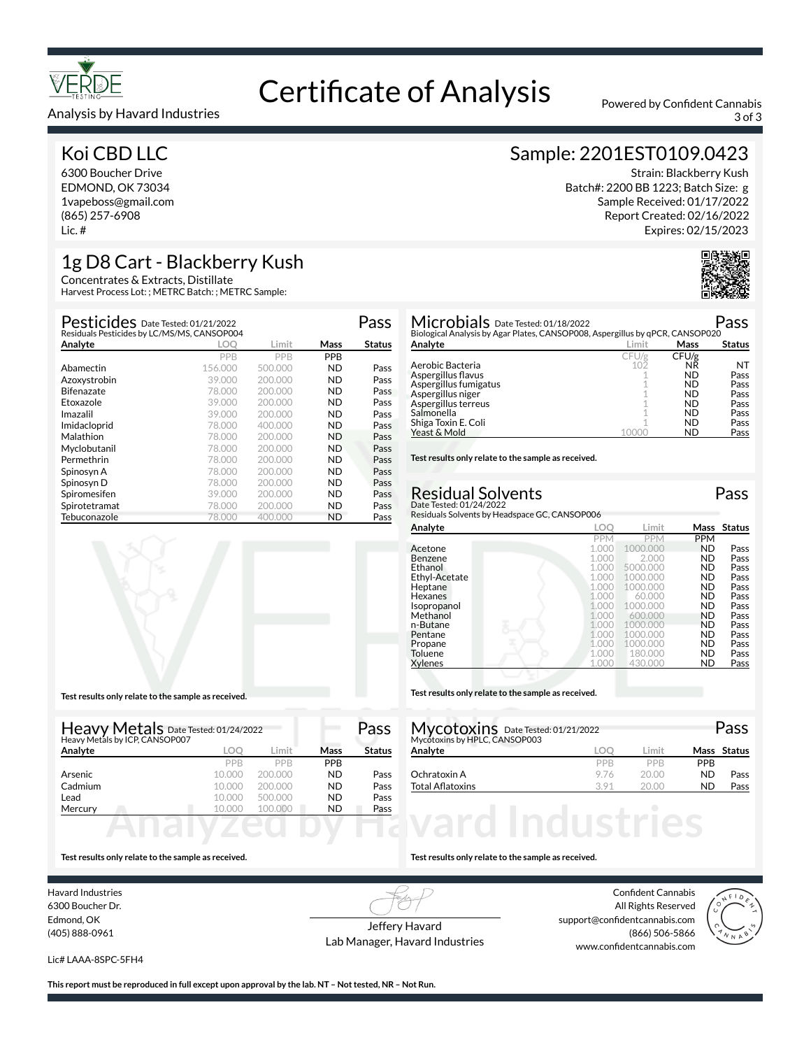# Certificate of Analysis

Analysis by Havard Industries

Powered by Confident Cannabis

## Koi CBD LLC

6300 Boucher Drive
EDMOND, OK 73034
1vapeboss@gmail.com
(865) 257-6908
Lic. #

## Sample: 2201EST0109.0423

Strain: Blackberry Kush
Batch#: 2200 BB 1223; Batch Size: g
Sample Received: 01/17/2022
Report Created: 02/16/2022
Expires: 02/15/2023

## 1g D8 Cart - Blackberry Kush

Concentrates & Extracts, Distillate
Harvest Process Lot: ; METRC Batch: ; METRC Sample:

### Pesticides — Pass

Date Tested: 01/21/2022
Residuals Pesticides by LC/MS/MS, CANSOP004

| Analyte | LOQ | Limit | Mass | Status |
|---|---|---|---|---|
| | PPB | PPB | PPB | |
| Abamectin | 156.000 | 500.000 | ND | Pass |
| Azoxystrobin | 39.000 | 200.000 | ND | Pass |
| Bifenazate | 78.000 | 200.000 | ND | Pass |
| Etoxazole | 39.000 | 200.000 | ND | Pass |
| Imazalil | 39.000 | 200.000 | ND | Pass |
| Imidacloprid | 78.000 | 400.000 | ND | Pass |
| Malathion | 78.000 | 200.000 | ND | Pass |
| Myclobutanil | 78.000 | 200.000 | ND | Pass |
| Permethrin | 78.000 | 200.000 | ND | Pass |
| Spinosyn A | 78.000 | 200.000 | ND | Pass |
| Spinosyn D | 78.000 | 200.000 | ND | Pass |
| Spiromesifen | 39.000 | 200.000 | ND | Pass |
| Spirotetramat | 78.000 | 200.000 | ND | Pass |
| Tebuconazole | 78.000 | 400.000 | ND | Pass |

**Test results only relate to the sample as received.**

### Microbials — Pass

Date Tested: 01/18/2022
Biological Analysis by Agar Plates, CANSOP008, Aspergillus by qPCR, CANSOP020

| Analyte | Limit | Mass | Status |
|---|---|---|---|
| | CFU/g | CFU/g | |
| Aerobic Bacteria | 102 | NR | NT |
| Aspergillus flavus | 1 | ND | Pass |
| Aspergillus fumigatus | 1 | ND | Pass |
| Aspergillus niger | 1 | ND | Pass |
| Aspergillus terreus | 1 | ND | Pass |
| Salmonella | 1 | ND | Pass |
| Shiga Toxin E. Coli | 1 | ND | Pass |
| Yeast & Mold | 10000 | ND | Pass |

**Test results only relate to the sample as received.**

### Residual Solvents — Pass

Date Tested: 01/24/2022
Residuals Solvents by Headspace GC, CANSOP006

| Analyte | LOQ | Limit | Mass | Status |
|---|---|---|---|---|
| | PPM | PPM | PPM | |
| Acetone | 1.000 | 1000.000 | ND | Pass |
| Benzene | 1.000 | 2.000 | ND | Pass |
| Ethanol | 1.000 | 5000.000 | ND | Pass |
| Ethyl-Acetate | 1.000 | 1000.000 | ND | Pass |
| Heptane | 1.000 | 1000.000 | ND | Pass |
| Hexanes | 1.000 | 60.000 | ND | Pass |
| Isopropanol | 1.000 | 1000.000 | ND | Pass |
| Methanol | 1.000 | 600.000 | ND | Pass |
| n-Butane | 1.000 | 1000.000 | ND | Pass |
| Pentane | 1.000 | 1000.000 | ND | Pass |
| Propane | 1.000 | 1000.000 | ND | Pass |
| Toluene | 1.000 | 180.000 | ND | Pass |
| Xylenes | 1.000 | 430.000 | ND | Pass |

**Test results only relate to the sample as received.**

### Heavy Metals — Pass

Date Tested: 01/24/2022
Heavy Metals by ICP, CANSOP007

| Analyte | LOQ | Limit | Mass | Status |
|---|---|---|---|---|
| | PPB | PPB | PPB | |
| Arsenic | 10.000 | 200.000 | ND | Pass |
| Cadmium | 10.000 | 200.000 | ND | Pass |
| Lead | 10.000 | 500.000 | ND | Pass |
| Mercury | 10.000 | 100.000 | ND | Pass |

**Test results only relate to the sample as received.**

### Mycotoxins — Pass

Date Tested: 01/21/2022
Mycotoxins by HPLC, CANSOP003

| Analyte | LOQ | Limit | Mass | Status |
|---|---|---|---|---|
| | PPB | PPB | PPB | |
| Ochratoxin A | 9.76 | 20.00 | ND | Pass |
| Total Aflatoxins | 3.91 | 20.00 | ND | Pass |

**Test results only relate to the sample as received.**

Havard Industries
6300 Boucher Dr.
Edmond, OK
(405) 888-0961

Lic# LAAA-8SPC-5FH4

Jeffery Havard
Lab Manager, Havard Industries

Confident Cannabis
All Rights Reserved
support@confidentcannabis.com
(866) 506-5866
www.confidentcannabis.com

**This report must be reproduced in full except upon approval by the lab. NT – Not tested, NR – Not Run.**